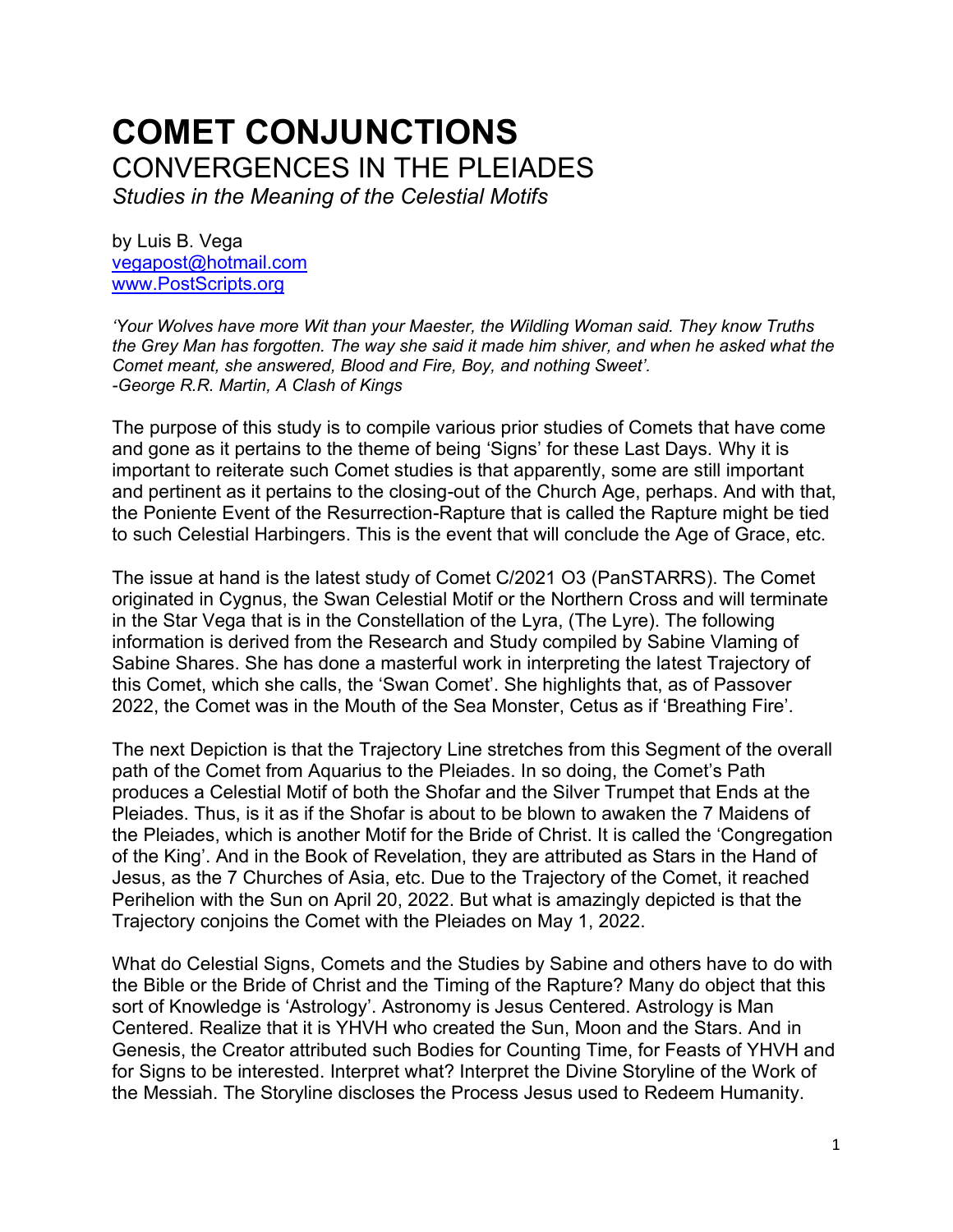# COMET CONJUNCTIONS

## CONVERGENCES IN THE PLEIADES

*Studies in the Meaning of the Celestial Motifs*

by Luis B. Vega
vegapost@hotmail.com
www.PostScripts.org

*'Your Wolves have more Wit than your Maester, the Wildling Woman said. They know Truths the Grey Man has forgotten. The way she said it made him shiver, and when he asked what the Comet meant, she answered, Blood and Fire, Boy, and nothing Sweet'.*
*-George R.R. Martin, A Clash of Kings*

The purpose of this study is to compile various prior studies of Comets that have come and gone as it pertains to the theme of being 'Signs' for these Last Days. Why it is important to reiterate such Comet studies is that apparently, some are still important and pertinent as it pertains to the closing-out of the Church Age, perhaps. And with that, the Poniente Event of the Resurrection-Rapture that is called the Rapture might be tied to such Celestial Harbingers. This is the event that will conclude the Age of Grace, etc.

The issue at hand is the latest study of Comet C/2021 O3 (PanSTARRS). The Comet originated in Cygnus, the Swan Celestial Motif or the Northern Cross and will terminate in the Star Vega that is in the Constellation of the Lyra, (The Lyre). The following information is derived from the Research and Study compiled by Sabine Vlaming of Sabine Shares. She has done a masterful work in interpreting the latest Trajectory of this Comet, which she calls, the 'Swan Comet'. She highlights that, as of Passover 2022, the Comet was in the Mouth of the Sea Monster, Cetus as if 'Breathing Fire'.

The next Depiction is that the Trajectory Line stretches from this Segment of the overall path of the Comet from Aquarius to the Pleiades. In so doing, the Comet's Path produces a Celestial Motif of both the Shofar and the Silver Trumpet that Ends at the Pleiades. Thus, is it as if the Shofar is about to be blown to awaken the 7 Maidens of the Pleiades, which is another Motif for the Bride of Christ. It is called the 'Congregation of the King'. And in the Book of Revelation, they are attributed as Stars in the Hand of Jesus, as the 7 Churches of Asia, etc. Due to the Trajectory of the Comet, it reached Perihelion with the Sun on April 20, 2022. But what is amazingly depicted is that the Trajectory conjoins the Comet with the Pleiades on May 1, 2022.

What do Celestial Signs, Comets and the Studies by Sabine and others have to do with the Bible or the Bride of Christ and the Timing of the Rapture? Many do object that this sort of Knowledge is 'Astrology'. Astronomy is Jesus Centered. Astrology is Man Centered. Realize that it is YHVH who created the Sun, Moon and the Stars. And in Genesis, the Creator attributed such Bodies for Counting Time, for Feasts of YHVH and for Signs to be interested. Interpret what? Interpret the Divine Storyline of the Work of the Messiah. The Storyline discloses the Process Jesus used to Redeem Humanity.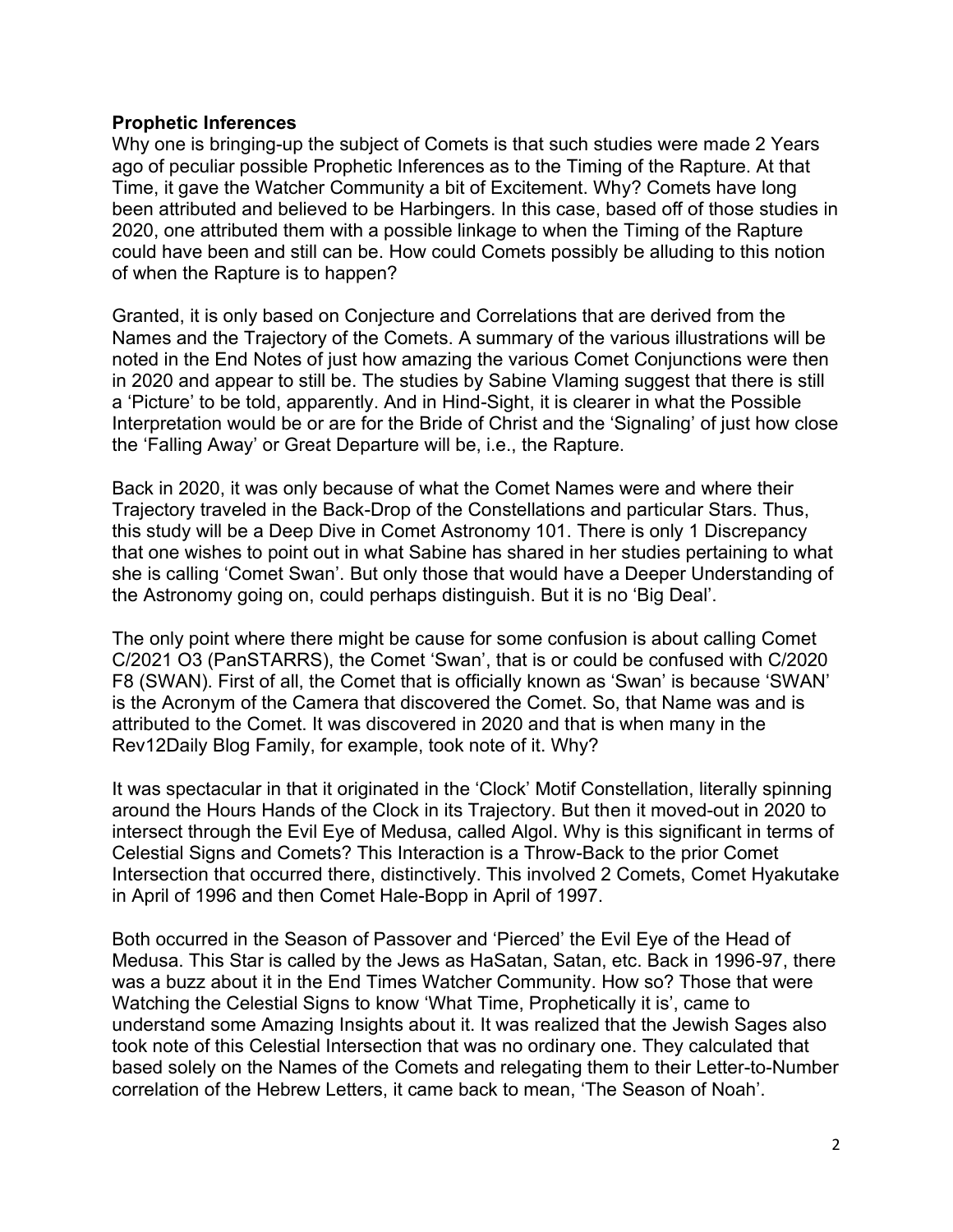**Prophetic Inferences**

Why one is bringing-up the subject of Comets is that such studies were made 2 Years ago of peculiar possible Prophetic Inferences as to the Timing of the Rapture. At that Time, it gave the Watcher Community a bit of Excitement. Why? Comets have long been attributed and believed to be Harbingers. In this case, based off of those studies in 2020, one attributed them with a possible linkage to when the Timing of the Rapture could have been and still can be. How could Comets possibly be alluding to this notion of when the Rapture is to happen?

Granted, it is only based on Conjecture and Correlations that are derived from the Names and the Trajectory of the Comets. A summary of the various illustrations will be noted in the End Notes of just how amazing the various Comet Conjunctions were then in 2020 and appear to still be. The studies by Sabine Vlaming suggest that there is still a 'Picture' to be told, apparently. And in Hind-Sight, it is clearer in what the Possible Interpretation would be or are for the Bride of Christ and the 'Signaling' of just how close the 'Falling Away' or Great Departure will be, i.e., the Rapture.

Back in 2020, it was only because of what the Comet Names were and where their Trajectory traveled in the Back-Drop of the Constellations and particular Stars. Thus, this study will be a Deep Dive in Comet Astronomy 101. There is only 1 Discrepancy that one wishes to point out in what Sabine has shared in her studies pertaining to what she is calling 'Comet Swan'. But only those that would have a Deeper Understanding of the Astronomy going on, could perhaps distinguish. But it is no 'Big Deal'.

The only point where there might be cause for some confusion is about calling Comet C/2021 O3 (PanSTARRS), the Comet 'Swan', that is or could be confused with C/2020 F8 (SWAN). First of all, the Comet that is officially known as 'Swan' is because 'SWAN' is the Acronym of the Camera that discovered the Comet. So, that Name was and is attributed to the Comet. It was discovered in 2020 and that is when many in the Rev12Daily Blog Family, for example, took note of it. Why?

It was spectacular in that it originated in the 'Clock' Motif Constellation, literally spinning around the Hours Hands of the Clock in its Trajectory. But then it moved-out in 2020 to intersect through the Evil Eye of Medusa, called Algol. Why is this significant in terms of Celestial Signs and Comets? This Interaction is a Throw-Back to the prior Comet Intersection that occurred there, distinctively. This involved 2 Comets, Comet Hyakutake in April of 1996 and then Comet Hale-Bopp in April of 1997.

Both occurred in the Season of Passover and 'Pierced' the Evil Eye of the Head of Medusa. This Star is called by the Jews as HaSatan, Satan, etc. Back in 1996-97, there was a buzz about it in the End Times Watcher Community. How so? Those that were Watching the Celestial Signs to know 'What Time, Prophetically it is', came to understand some Amazing Insights about it. It was realized that the Jewish Sages also took note of this Celestial Intersection that was no ordinary one. They calculated that based solely on the Names of the Comets and relegating them to their Letter-to-Number correlation of the Hebrew Letters, it came back to mean, 'The Season of Noah'.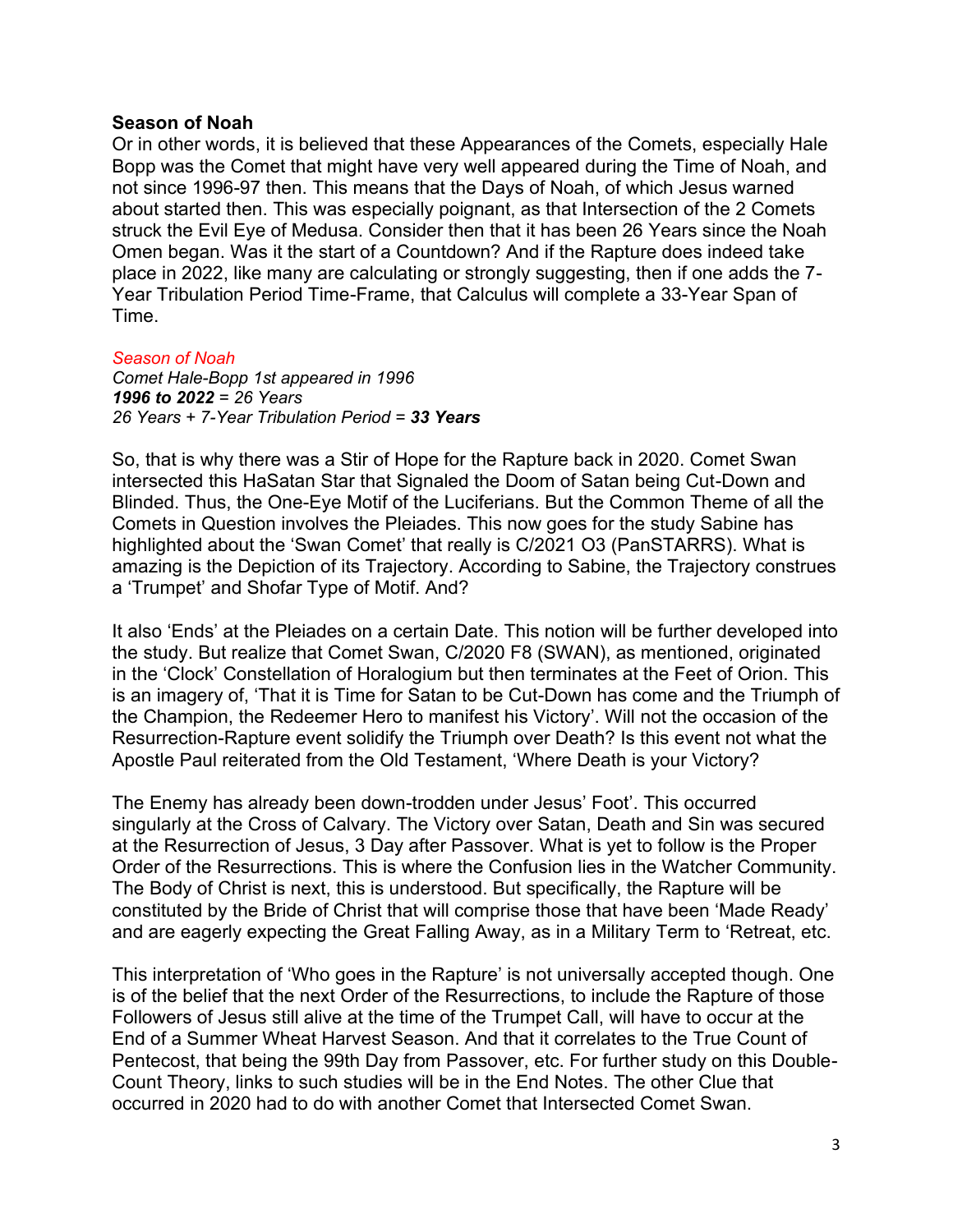**Season of Noah**

Or in other words, it is believed that these Appearances of the Comets, especially Hale Bopp was the Comet that might have very well appeared during the Time of Noah, and not since 1996-97 then. This means that the Days of Noah, of which Jesus warned about started then. This was especially poignant, as that Intersection of the 2 Comets struck the Evil Eye of Medusa. Consider then that it has been 26 Years since the Noah Omen began. Was it the start of a Countdown? And if the Rapture does indeed take place in 2022, like many are calculating or strongly suggesting, then if one adds the 7-Year Tribulation Period Time-Frame, that Calculus will complete a 33-Year Span of Time.

*Season of Noah*
*Comet Hale-Bopp 1st appeared in 1996*
***1996 to 2022** = 26 Years*
*26 Years + 7-Year Tribulation Period = **33 Years***

So, that is why there was a Stir of Hope for the Rapture back in 2020. Comet Swan intersected this HaSatan Star that Signaled the Doom of Satan being Cut-Down and Blinded. Thus, the One-Eye Motif of the Luciferians. But the Common Theme of all the Comets in Question involves the Pleiades. This now goes for the study Sabine has highlighted about the 'Swan Comet' that really is C/2021 O3 (PanSTARRS). What is amazing is the Depiction of its Trajectory. According to Sabine, the Trajectory construes a 'Trumpet' and Shofar Type of Motif. And?

It also 'Ends' at the Pleiades on a certain Date. This notion will be further developed into the study. But realize that Comet Swan, C/2020 F8 (SWAN), as mentioned, originated in the 'Clock' Constellation of Horalogium but then terminates at the Feet of Orion. This is an imagery of, 'That it is Time for Satan to be Cut-Down has come and the Triumph of the Champion, the Redeemer Hero to manifest his Victory'. Will not the occasion of the Resurrection-Rapture event solidify the Triumph over Death? Is this event not what the Apostle Paul reiterated from the Old Testament, 'Where Death is your Victory?

The Enemy has already been down-trodden under Jesus' Foot'. This occurred singularly at the Cross of Calvary. The Victory over Satan, Death and Sin was secured at the Resurrection of Jesus, 3 Day after Passover. What is yet to follow is the Proper Order of the Resurrections. This is where the Confusion lies in the Watcher Community. The Body of Christ is next, this is understood. But specifically, the Rapture will be constituted by the Bride of Christ that will comprise those that have been 'Made Ready' and are eagerly expecting the Great Falling Away, as in a Military Term to 'Retreat, etc.

This interpretation of 'Who goes in the Rapture' is not universally accepted though. One is of the belief that the next Order of the Resurrections, to include the Rapture of those Followers of Jesus still alive at the time of the Trumpet Call, will have to occur at the End of a Summer Wheat Harvest Season. And that it correlates to the True Count of Pentecost, that being the 99th Day from Passover, etc. For further study on this Double-Count Theory, links to such studies will be in the End Notes. The other Clue that occurred in 2020 had to do with another Comet that Intersected Comet Swan.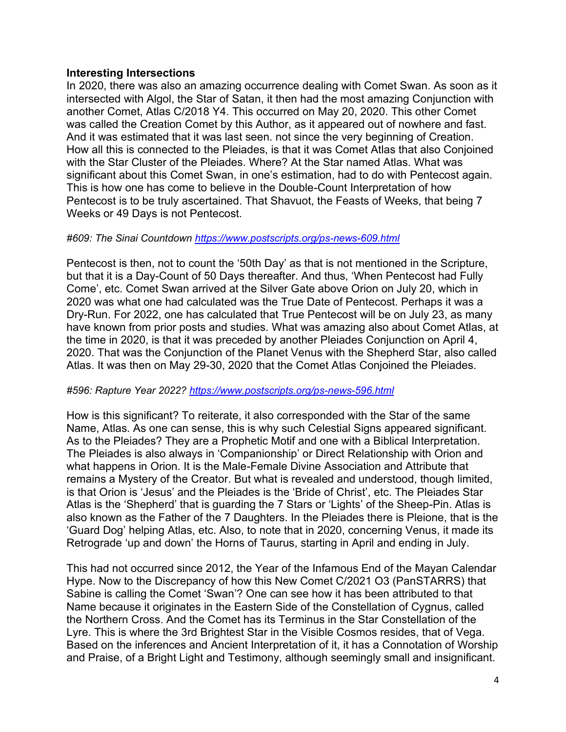**Interesting Intersections**

In 2020, there was also an amazing occurrence dealing with Comet Swan. As soon as it intersected with Algol, the Star of Satan, it then had the most amazing Conjunction with another Comet, Atlas C/2018 Y4. This occurred on May 20, 2020. This other Comet was called the Creation Comet by this Author, as it appeared out of nowhere and fast. And it was estimated that it was last seen. not since the very beginning of Creation. How all this is connected to the Pleiades, is that it was Comet Atlas that also Conjoined with the Star Cluster of the Pleiades. Where? At the Star named Atlas. What was significant about this Comet Swan, in one's estimation, had to do with Pentecost again. This is how one has come to believe in the Double-Count Interpretation of how Pentecost is to be truly ascertained. That Shavuot, the Feasts of Weeks, that being 7 Weeks or 49 Days is not Pentecost.

*#609: The Sinai Countdown* *[https://www.postscripts.org/ps-news-609.html](https://www.postscripts.org/ps-news-609.html)*

Pentecost is then, not to count the '50th Day' as that is not mentioned in the Scripture, but that it is a Day-Count of 50 Days thereafter. And thus, 'When Pentecost had Fully Come', etc. Comet Swan arrived at the Silver Gate above Orion on July 20, which in 2020 was what one had calculated was the True Date of Pentecost. Perhaps it was a Dry-Run. For 2022, one has calculated that True Pentecost will be on July 23, as many have known from prior posts and studies. What was amazing also about Comet Atlas, at the time in 2020, is that it was preceded by another Pleiades Conjunction on April 4, 2020. That was the Conjunction of the Planet Venus with the Shepherd Star, also called Atlas. It was then on May 29-30, 2020 that the Comet Atlas Conjoined the Pleiades.

*#596: Rapture Year 2022?* *[https://www.postscripts.org/ps-news-596.html](https://www.postscripts.org/ps-news-596.html)*

How is this significant? To reiterate, it also corresponded with the Star of the same Name, Atlas. As one can sense, this is why such Celestial Signs appeared significant. As to the Pleiades? They are a Prophetic Motif and one with a Biblical Interpretation. The Pleiades is also always in 'Companionship' or Direct Relationship with Orion and what happens in Orion. It is the Male-Female Divine Association and Attribute that remains a Mystery of the Creator. But what is revealed and understood, though limited, is that Orion is 'Jesus' and the Pleiades is the 'Bride of Christ', etc. The Pleiades Star Atlas is the 'Shepherd' that is guarding the 7 Stars or 'Lights' of the Sheep-Pin. Atlas is also known as the Father of the 7 Daughters. In the Pleiades there is Pleione, that is the 'Guard Dog' helping Atlas, etc. Also, to note that in 2020, concerning Venus, it made its Retrograde 'up and down' the Horns of Taurus, starting in April and ending in July.

This had not occurred since 2012, the Year of the Infamous End of the Mayan Calendar Hype. Now to the Discrepancy of how this New Comet C/2021 O3 (PanSTARRS) that Sabine is calling the Comet 'Swan'? One can see how it has been attributed to that Name because it originates in the Eastern Side of the Constellation of Cygnus, called the Northern Cross. And the Comet has its Terminus in the Star Constellation of the Lyre. This is where the 3rd Brightest Star in the Visible Cosmos resides, that of Vega. Based on the inferences and Ancient Interpretation of it, it has a Connotation of Worship and Praise, of a Bright Light and Testimony, although seemingly small and insignificant.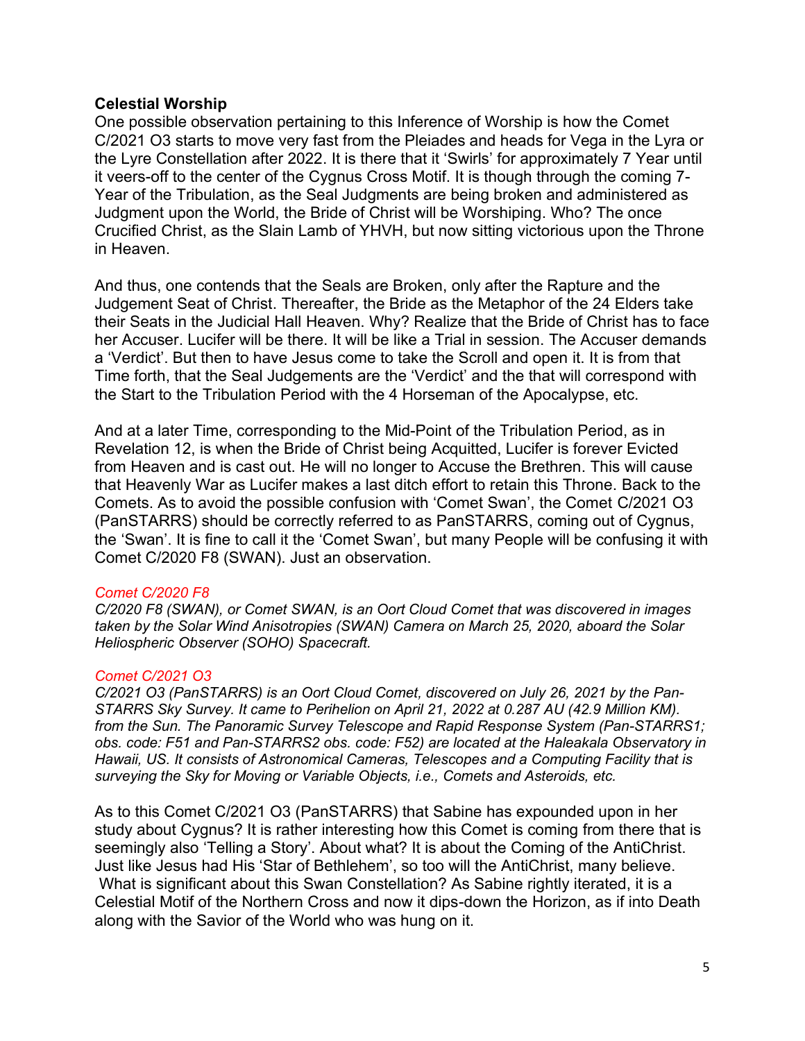**Celestial Worship**

One possible observation pertaining to this Inference of Worship is how the Comet C/2021 O3 starts to move very fast from the Pleiades and heads for Vega in the Lyra or the Lyre Constellation after 2022. It is there that it 'Swirls' for approximately 7 Year until it veers-off to the center of the Cygnus Cross Motif. It is though through the coming 7-Year of the Tribulation, as the Seal Judgments are being broken and administered as Judgment upon the World, the Bride of Christ will be Worshiping. Who? The once Crucified Christ, as the Slain Lamb of YHVH, but now sitting victorious upon the Throne in Heaven.

And thus, one contends that the Seals are Broken, only after the Rapture and the Judgement Seat of Christ. Thereafter, the Bride as the Metaphor of the 24 Elders take their Seats in the Judicial Hall Heaven. Why? Realize that the Bride of Christ has to face her Accuser. Lucifer will be there. It will be like a Trial in session. The Accuser demands a 'Verdict'. But then to have Jesus come to take the Scroll and open it. It is from that Time forth, that the Seal Judgements are the 'Verdict' and the that will correspond with the Start to the Tribulation Period with the 4 Horseman of the Apocalypse, etc.

And at a later Time, corresponding to the Mid-Point of the Tribulation Period, as in Revelation 12, is when the Bride of Christ being Acquitted, Lucifer is forever Evicted from Heaven and is cast out. He will no longer to Accuse the Brethren. This will cause that Heavenly War as Lucifer makes a last ditch effort to retain this Throne. Back to the Comets. As to avoid the possible confusion with 'Comet Swan', the Comet C/2021 O3 (PanSTARRS) should be correctly referred to as PanSTARRS, coming out of Cygnus, the 'Swan'. It is fine to call it the 'Comet Swan', but many People will be confusing it with Comet C/2020 F8 (SWAN). Just an observation.

*Comet C/2020 F8*
*C/2020 F8 (SWAN), or Comet SWAN, is an Oort Cloud Comet that was discovered in images taken by the Solar Wind Anisotropies (SWAN) Camera on March 25, 2020, aboard the Solar Heliospheric Observer (SOHO) Spacecraft.*

*Comet C/2021 O3*
*C/2021 O3 (PanSTARRS) is an Oort Cloud Comet, discovered on July 26, 2021 by the Pan-STARRS Sky Survey. It came to Perihelion on April 21, 2022 at 0.287 AU (42.9 Million KM). from the Sun. The Panoramic Survey Telescope and Rapid Response System (Pan-STARRS1; obs. code: F51 and Pan-STARRS2 obs. code: F52) are located at the Haleakala Observatory in Hawaii, US. It consists of Astronomical Cameras, Telescopes and a Computing Facility that is surveying the Sky for Moving or Variable Objects, i.e., Comets and Asteroids, etc.*

As to this Comet C/2021 O3 (PanSTARRS) that Sabine has expounded upon in her study about Cygnus? It is rather interesting how this Comet is coming from there that is seemingly also 'Telling a Story'. About what? It is about the Coming of the AntiChrist. Just like Jesus had His 'Star of Bethlehem', so too will the AntiChrist, many believe. What is significant about this Swan Constellation? As Sabine rightly iterated, it is a Celestial Motif of the Northern Cross and now it dips-down the Horizon, as if into Death along with the Savior of the World who was hung on it.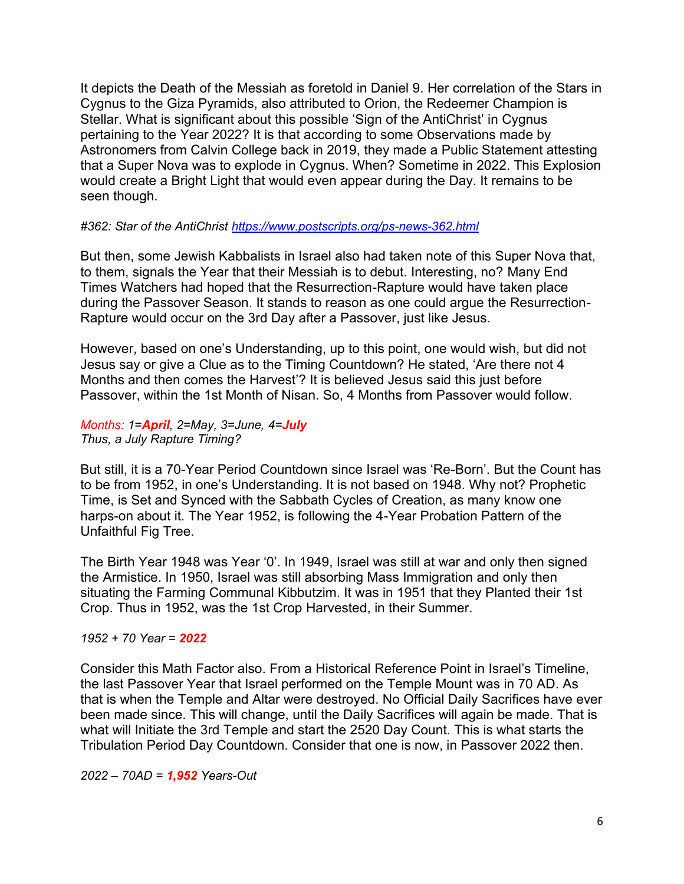It depicts the Death of the Messiah as foretold in Daniel 9. Her correlation of the Stars in Cygnus to the Giza Pyramids, also attributed to Orion, the Redeemer Champion is Stellar. What is significant about this possible 'Sign of the AntiChrist' in Cygnus pertaining to the Year 2022? It is that according to some Observations made by Astronomers from Calvin College back in 2019, they made a Public Statement attesting that a Super Nova was to explode in Cygnus. When? Sometime in 2022. This Explosion would create a Bright Light that would even appear during the Day. It remains to be seen though.

*#362: Star of the AntiChrist [https://www.postscripts.org/ps-news-362.html](https://www.postscripts.org/ps-news-362.html)*

But then, some Jewish Kabbalists in Israel also had taken note of this Super Nova that, to them, signals the Year that their Messiah is to debut. Interesting, no? Many End Times Watchers had hoped that the Resurrection-Rapture would have taken place during the Passover Season. It stands to reason as one could argue the Resurrection-Rapture would occur on the 3rd Day after a Passover, just like Jesus.

However, based on one's Understanding, up to this point, one would wish, but did not Jesus say or give a Clue as to the Timing Countdown? He stated, 'Are there not 4 Months and then comes the Harvest'? It is believed Jesus said this just before Passover, within the 1st Month of Nisan. So, 4 Months from Passover would follow.

*Months: 1=**April**, 2=May, 3=June, 4=**July***
*Thus, a July Rapture Timing?*

But still, it is a 70-Year Period Countdown since Israel was 'Re-Born'. But the Count has to be from 1952, in one's Understanding. It is not based on 1948. Why not? Prophetic Time, is Set and Synced with the Sabbath Cycles of Creation, as many know one harps-on about it. The Year 1952, is following the 4-Year Probation Pattern of the Unfaithful Fig Tree.

The Birth Year 1948 was Year '0'. In 1949, Israel was still at war and only then signed the Armistice. In 1950, Israel was still absorbing Mass Immigration and only then situating the Farming Communal Kibbutzim. It was in 1951 that they Planted their 1st Crop. Thus in 1952, was the 1st Crop Harvested, in their Summer.

*1952 + 70 Year = **2022***

Consider this Math Factor also. From a Historical Reference Point in Israel's Timeline, the last Passover Year that Israel performed on the Temple Mount was in 70 AD. As that is when the Temple and Altar were destroyed. No Official Daily Sacrifices have ever been made since. This will change, until the Daily Sacrifices will again be made. That is what will Initiate the 3rd Temple and start the 2520 Day Count. This is what starts the Tribulation Period Day Countdown. Consider that one is now, in Passover 2022 then.

*2022 – 70AD = **1,952** Years-Out*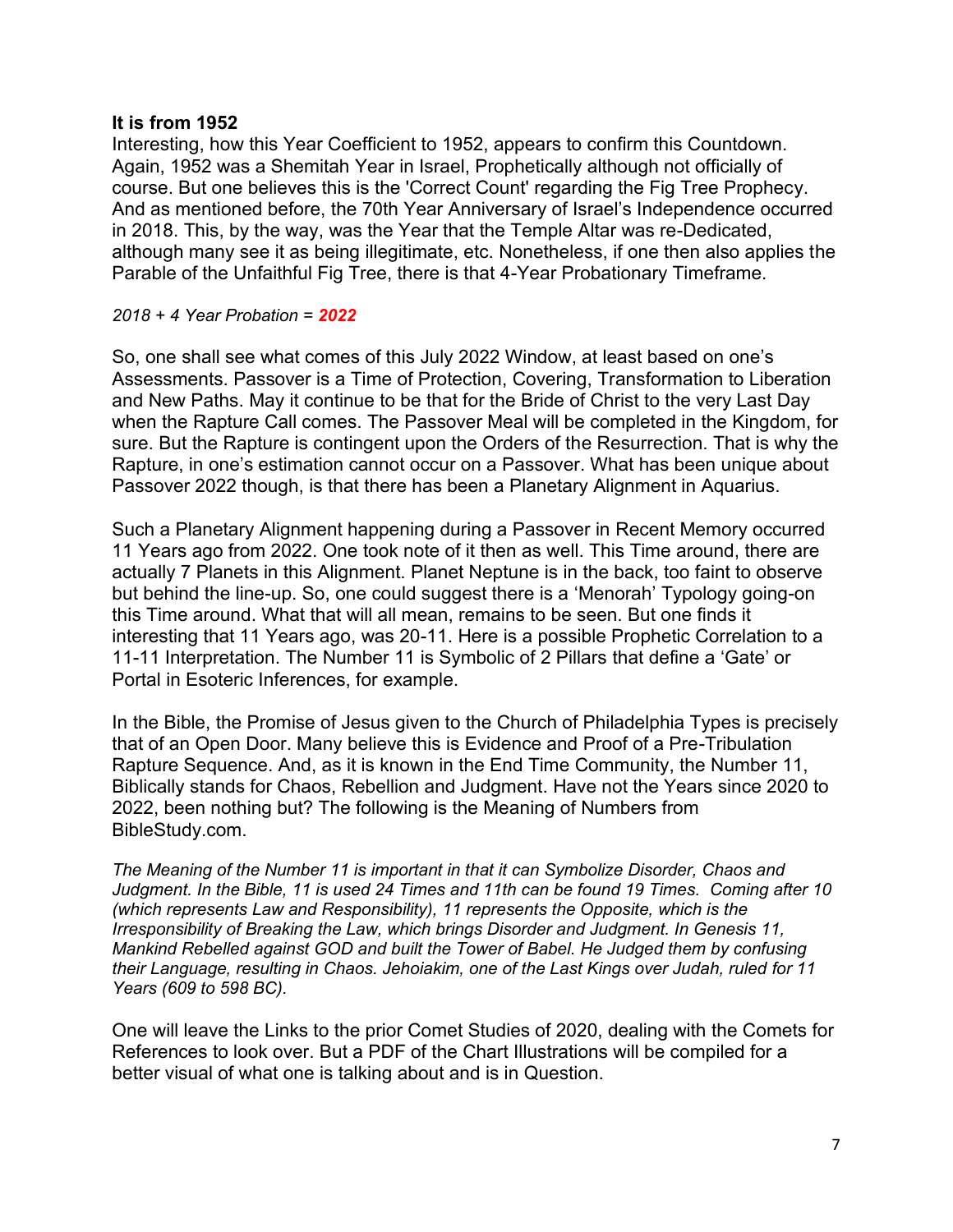**It is from 1952**

Interesting, how this Year Coefficient to 1952, appears to confirm this Countdown. Again, 1952 was a Shemitah Year in Israel, Prophetically although not officially of course. But one believes this is the 'Correct Count' regarding the Fig Tree Prophecy. And as mentioned before, the 70th Year Anniversary of Israel's Independence occurred in 2018. This, by the way, was the Year that the Temple Altar was re-Dedicated, although many see it as being illegitimate, etc. Nonetheless, if one then also applies the Parable of the Unfaithful Fig Tree, there is that 4-Year Probationary Timeframe.

*2018 + 4 Year Probation =* ***2022***

So, one shall see what comes of this July 2022 Window, at least based on one's Assessments. Passover is a Time of Protection, Covering, Transformation to Liberation and New Paths. May it continue to be that for the Bride of Christ to the very Last Day when the Rapture Call comes. The Passover Meal will be completed in the Kingdom, for sure. But the Rapture is contingent upon the Orders of the Resurrection. That is why the Rapture, in one's estimation cannot occur on a Passover. What has been unique about Passover 2022 though, is that there has been a Planetary Alignment in Aquarius.

Such a Planetary Alignment happening during a Passover in Recent Memory occurred 11 Years ago from 2022. One took note of it then as well. This Time around, there are actually 7 Planets in this Alignment. Planet Neptune is in the back, too faint to observe but behind the line-up. So, one could suggest there is a 'Menorah' Typology going-on this Time around. What that will all mean, remains to be seen. But one finds it interesting that 11 Years ago, was 20-11. Here is a possible Prophetic Correlation to a 11-11 Interpretation. The Number 11 is Symbolic of 2 Pillars that define a 'Gate' or Portal in Esoteric Inferences, for example.

In the Bible, the Promise of Jesus given to the Church of Philadelphia Types is precisely that of an Open Door. Many believe this is Evidence and Proof of a Pre-Tribulation Rapture Sequence. And, as it is known in the End Time Community, the Number 11, Biblically stands for Chaos, Rebellion and Judgment. Have not the Years since 2020 to 2022, been nothing but? The following is the Meaning of Numbers from BibleStudy.com.

*The Meaning of the Number 11 is important in that it can Symbolize Disorder, Chaos and Judgment. In the Bible, 11 is used 24 Times and 11th can be found 19 Times. Coming after 10 (which represents Law and Responsibility), 11 represents the Opposite, which is the Irresponsibility of Breaking the Law, which brings Disorder and Judgment. In Genesis 11, Mankind Rebelled against GOD and built the Tower of Babel. He Judged them by confusing their Language, resulting in Chaos. Jehoiakim, one of the Last Kings over Judah, ruled for 11 Years (609 to 598 BC).*

One will leave the Links to the prior Comet Studies of 2020, dealing with the Comets for References to look over. But a PDF of the Chart Illustrations will be compiled for a better visual of what one is talking about and is in Question.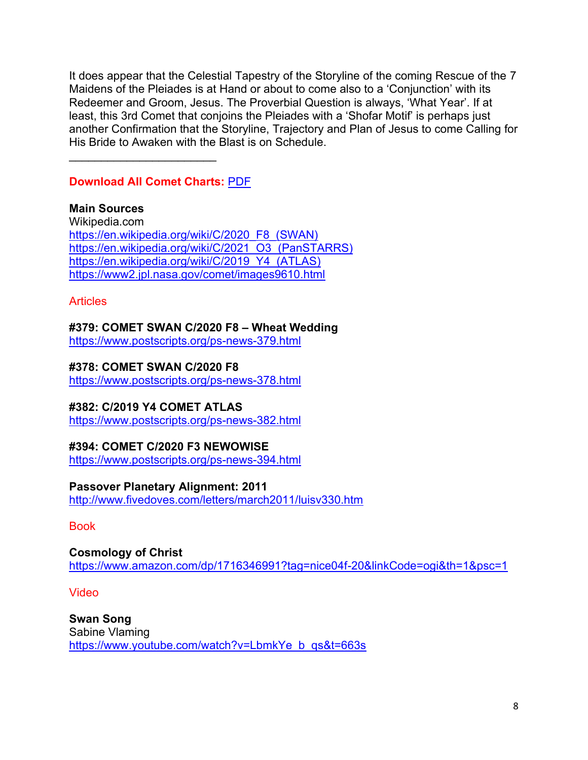It does appear that the Celestial Tapestry of the Storyline of the coming Rescue of the 7 Maidens of the Pleiades is at Hand or about to come also to a 'Conjunction' with its Redeemer and Groom, Jesus. The Proverbial Question is always, 'What Year'. If at least, this 3rd Comet that conjoins the Pleiades with a 'Shofar Motif' is perhaps just another Confirmation that the Storyline, Trajectory and Plan of Jesus to come Calling for His Bride to Awaken with the Blast is on Schedule.

________________________

**Download All Comet Charts:** PDF

**Main Sources**
Wikipedia.com
https://en.wikipedia.org/wiki/C/2020_F8_(SWAN)
https://en.wikipedia.org/wiki/C/2021_O3_(PanSTARRS)
https://en.wikipedia.org/wiki/C/2019_Y4_(ATLAS)
https://www2.jpl.nasa.gov/comet/images9610.html

Articles

**#379: COMET SWAN C/2020 F8 – Wheat Wedding**
https://www.postscripts.org/ps-news-379.html

**#378: COMET SWAN C/2020 F8**
https://www.postscripts.org/ps-news-378.html

**#382: C/2019 Y4 COMET ATLAS**
https://www.postscripts.org/ps-news-382.html

**#394: COMET C/2020 F3 NEWOWISE**
https://www.postscripts.org/ps-news-394.html

**Passover Planetary Alignment: 2011**
http://www.fivedoves.com/letters/march2011/luisv330.htm

Book

**Cosmology of Christ**
https://www.amazon.com/dp/1716346991?tag=nice04f-20&linkCode=ogi&th=1&psc=1

Video

**Swan Song**
Sabine Vlaming
https://www.youtube.com/watch?v=LbmkYe_b_qs&t=663s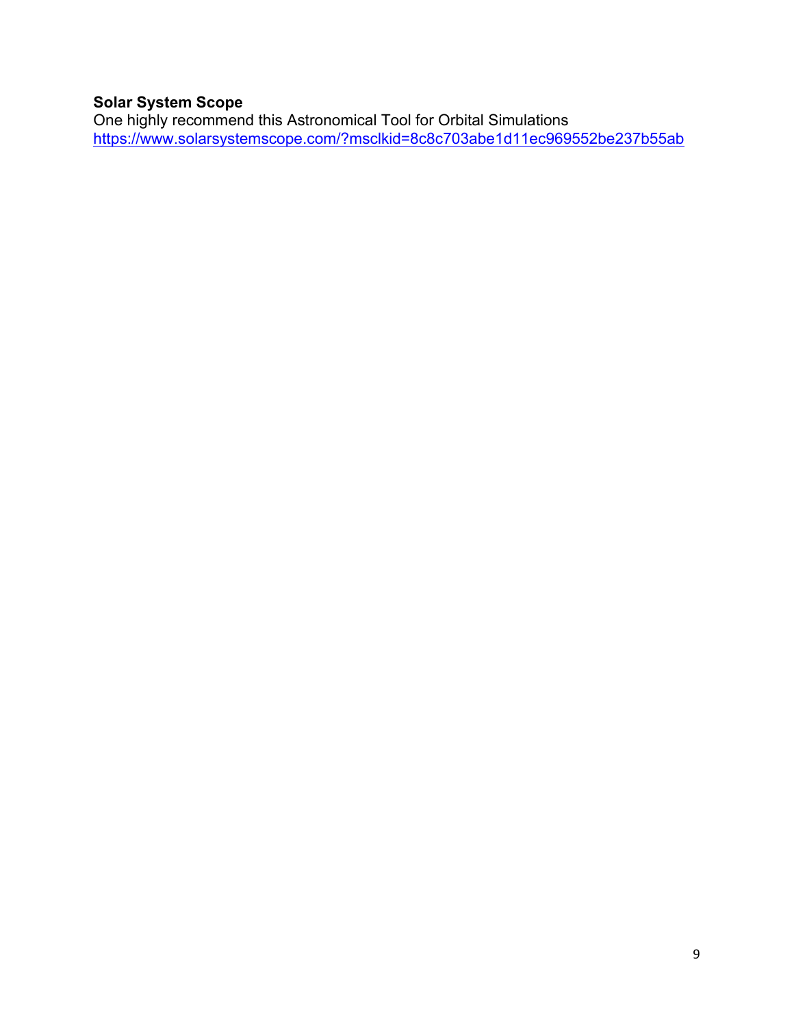**Solar System Scope**
One highly recommend this Astronomical Tool for Orbital Simulations
https://www.solarsystemscope.com/?msclkid=8c8c703abe1d11ec969552be237b55ab